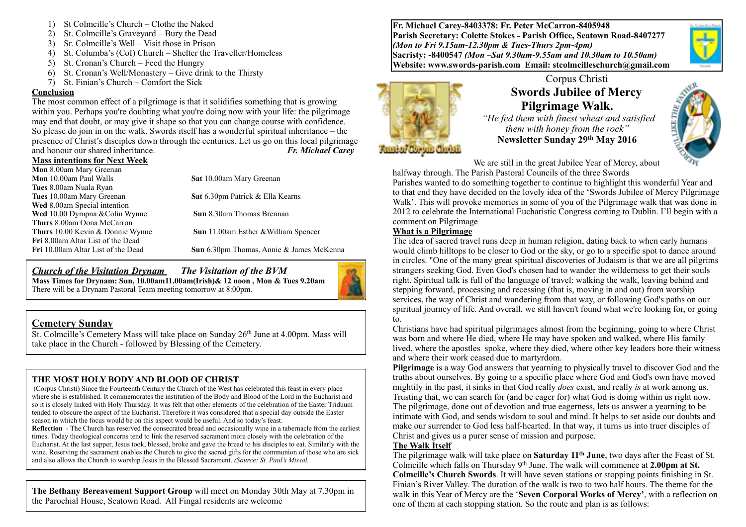1) St Colmcille's Church – Clothe the Naked
2) St. Colmcille's Graveyard – Bury the Dead
3) Sr. Colmcille's Well – Visit those in Prison
4) St. Columba's (CoI) Church – Shelter the Traveller/Homeless
5) St. Cronan's Church – Feed the Hungry
6) St. Cronan's Well/Monastery – Give drink to the Thirsty
7) St. Finian's Church – Comfort the Sick

**Conclusion**

The most common effect of a pilgrimage is that it solidifies something that is growing within you. Perhaps you're doubting what you're doing now with your life: the pilgrimage may end that doubt, or may give it shape so that you can change course with confidence. So please do join in on the walk. Swords itself has a wonderful spiritual inheritance – the presence of Christ's disciples down through the centuries. Let us go on this local pilgrimage and honour our shared inheritance. ***Fr. Michael Carey***

**Mass intentions for Next Week**

| | |
|---|---|
| **Mon** 8.00am Mary Greenan | |
| **Mon** 10.00am Paul Walls | **Sat** 10.00am Mary Greenan |
| **Tues** 8.00am Nuala Ryan | |
| **Tues** 10.00am Mary Greenan | **Sat** 6.30pm Patrick & Ella Kearns |
| **Wed** 8.00am Special intention | |
| **Wed** 10.00 Dympna &Colin Wynne | **Sun** 8.30am Thomas Brennan |
| **Thurs** 8.00am Oona McCarron | |
| **Thurs** 10.00 Kevin & Donnie Wynne | **Sun** 11.00am Esther &William Spencer |
| **Fri** 8.00am Altar List of the Dead | |
| **Fri** 10.00am Altar List of the Dead | **Sun** 6.30pm Thomas, Annie & James McKenna |

***Church of the Visitation Drynam*** ***The Visitation of the BVM***

**Mass Times for Drynam: Sun, 10.00am11.00am(Irish)& 12 noon , Mon & Tues 9.20am**

There will be a Drynam Pastoral Team meeting tomorrow at 8:00pm.

## Cemetery Sunday

St. Colmcille's Cemetery Mass will take place on Sunday 26th June at 4.00pm. Mass will take place in the Church - followed by Blessing of the Cemetery.

**THE MOST HOLY BODY AND BLOOD OF CHRIST**

(Corpus Christi) Since the Fourteenth Century the Church of the West has celebrated this feast in every place where she is established. It commemorates the institution of the Body and Blood of the Lord in the Eucharist and so it is closely linked with Holy Thursday. It was felt that other elements of the celebration of the Easter Triduum tended to obscure the aspect of the Eucharist. Therefore it was considered that a special day outside the Easter season in which the focus would be on this aspect would be useful. And so today's feast.

**Reflection** - The Church has reserved the consecrated bread and occasionally wine in a tabernacle from the earliest times. Today theological concerns tend to link the reserved sacrament more closely with the celebration of the Eucharist. At the last supper, Jesus took, blessed, broke and gave the bread to his disciples to eat. Similarly with the wine. Reserving the sacrament enables the Church to give the sacred gifts for the communion of those who are sick and also allows the Church to worship Jesus in the Blessed Sacrament. *(Source: St. Paul's Missal.*

**The Bethany Bereavement Support Group** will meet on Monday 30th May at 7.30pm in the Parochial House, Seatown Road. All Fingal residents are welcome

**Fr. Michael Carey-8403378: Fr. Peter McCarron-8405948**
**Parish Secretary: Colette Stokes - Parish Office, Seatown Road-8407277**
***(Mon to Fri 9.15am-12.30pm & Tues-Thurs 2pm-4pm)***
**Sacristy: -8400547** ***(Mon –Sat 9.30am-9.55am and 10.30am to 10.50am)***
**Website: www.swords-parish.com Email: stcolmcilleschurch@gmail.com**

Corpus Christi

# Swords Jubilee of Mercy Pilgrimage Walk.

*"He fed them with finest wheat and satisfied them with honey from the rock"*

**Newsletter Sunday 29th May 2016**

We are still in the great Jubilee Year of Mercy, about halfway through. The Parish Pastoral Councils of the three Swords Parishes wanted to do something together to continue to highlight this wonderful Year and to that end they have decided on the lovely idea of the 'Swords Jubilee of Mercy Pilgrimage Walk'. This will provoke memories in some of you of the Pilgrimage walk that was done in 2012 to celebrate the International Eucharistic Congress coming to Dublin. I'll begin with a comment on Pilgrimage

**What is a Pilgrimage**

The idea of sacred travel runs deep in human religion, dating back to when early humans would climb hilltops to be closer to God or the sky, or go to a specific spot to dance around in circles. "One of the many great spiritual discoveries of Judaism is that we are all pilgrims strangers seeking God. Even God's chosen had to wander the wilderness to get their souls right. Spiritual talk is full of the language of travel: walking the walk, leaving behind and stepping forward, processing and recessing (that is, moving in and out) from worship services, the way of Christ and wandering from that way, or following God's paths on our spiritual journey of life. And overall, we still haven't found what we're looking for, or going to.

Christians have had spiritual pilgrimages almost from the beginning, going to where Christ was born and where He died, where He may have spoken and walked, where His family lived, where the apostles spoke, where they died, where other key leaders bore their witness and where their work ceased due to martyrdom.

**Pilgrimage** is a way God answers that yearning to physically travel to discover God and the truths about ourselves. By going to a specific place where God and God's own have moved mightily in the past, it sinks in that God really *does* exist, and really *is* at work among us. Trusting that, we can search for (and be eager for) what God is doing within us right now. The pilgrimage, done out of devotion and true eagerness, lets us answer a yearning to be intimate with God, and sends wisdom to soul and mind. It helps to set aside our doubts and make our surrender to God less half-hearted. In that way, it turns us into truer disciples of Christ and gives us a purer sense of mission and purpose.

**The Walk Itself**

The pilgrimage walk will take place on **Saturday 11th June**, two days after the Feast of St. Colmcille which falls on Thursday 9th June. The walk will commence at **2.00pm at St. Colmcille's Church Swords**. It will have seven stations or stopping points finishing in St. Finian's River Valley. The duration of the walk is two to two half hours. The theme for the walk in this Year of Mercy are the '**Seven Corporal Works of Mercy'**, with a reflection on one of them at each stopping station. So the route and plan is as follows: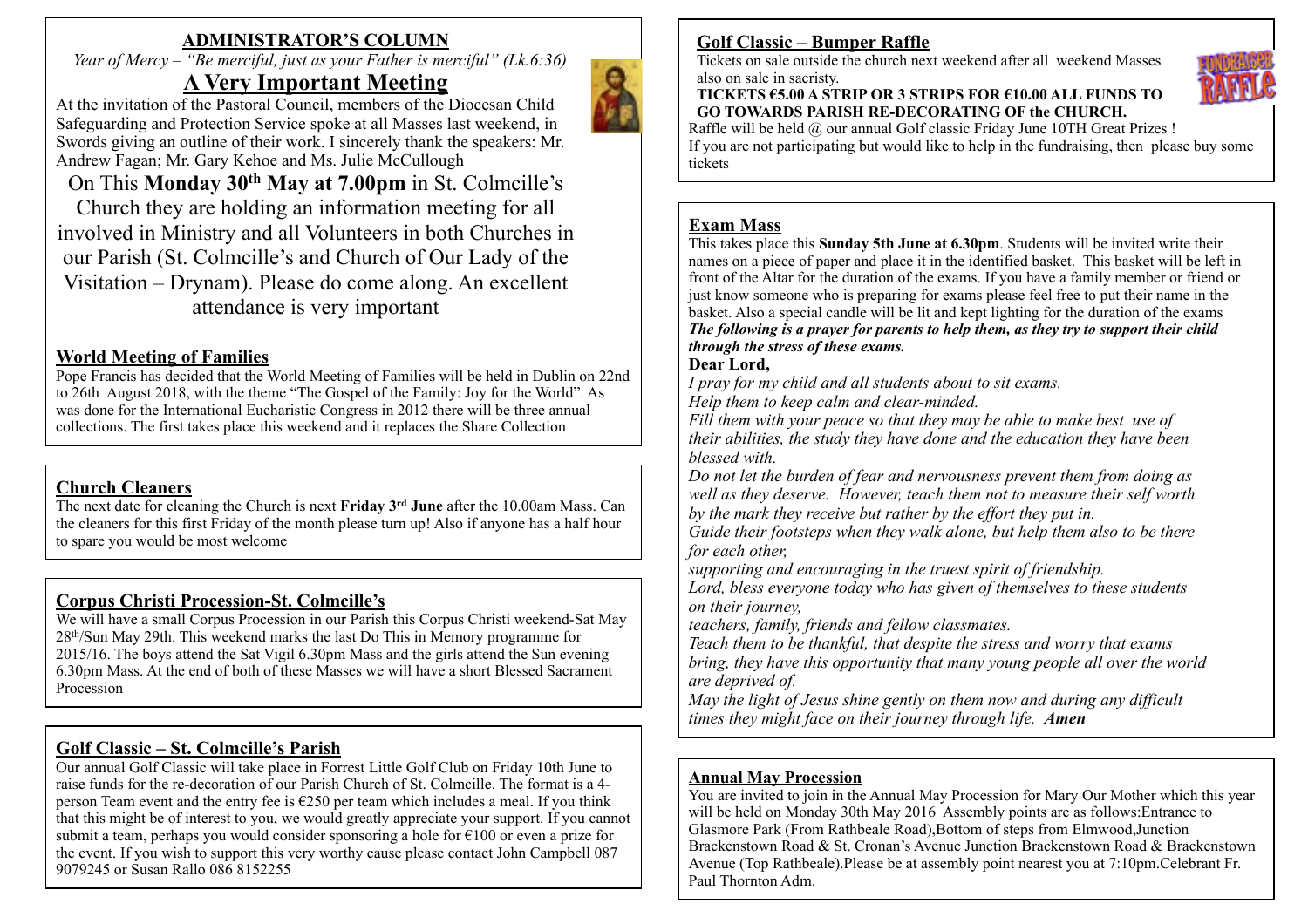## ADMINISTRATOR'S COLUMN

*Year of Mercy – "Be merciful, just as your Father is merciful" (Lk.6:36)*

## A Very Important Meeting

At the invitation of the Pastoral Council, members of the Diocesan Child Safeguarding and Protection Service spoke at all Masses last weekend, in Swords giving an outline of their work. I sincerely thank the speakers: Mr. Andrew Fagan; Mr. Gary Kehoe and Ms. Julie McCullough

On This **Monday 30th May at 7.00pm** in St. Colmcille's Church they are holding an information meeting for all involved in Ministry and all Volunteers in both Churches in our Parish (St. Colmcille's and Church of Our Lady of the Visitation – Drynam). Please do come along. An excellent attendance is very important

### World Meeting of Families

Pope Francis has decided that the World Meeting of Families will be held in Dublin on 22nd to 26th August 2018, with the theme "The Gospel of the Family: Joy for the World". As was done for the International Eucharistic Congress in 2012 there will be three annual collections. The first takes place this weekend and it replaces the Share Collection

### Church Cleaners

The next date for cleaning the Church is next **Friday 3rd June** after the 10.00am Mass. Can the cleaners for this first Friday of the month please turn up! Also if anyone has a half hour to spare you would be most welcome

### Corpus Christi Procession-St. Colmcille's

We will have a small Corpus Procession in our Parish this Corpus Christi weekend-Sat May 28th/Sun May 29th. This weekend marks the last Do This in Memory programme for 2015/16. The boys attend the Sat Vigil 6.30pm Mass and the girls attend the Sun evening 6.30pm Mass. At the end of both of these Masses we will have a short Blessed Sacrament Procession

### Golf Classic – St. Colmcille's Parish

Our annual Golf Classic will take place in Forrest Little Golf Club on Friday 10th June to raise funds for the re-decoration of our Parish Church of St. Colmcille. The format is a 4-person Team event and the entry fee is €250 per team which includes a meal. If you think that this might be of interest to you, we would greatly appreciate your support. If you cannot submit a team, perhaps you would consider sponsoring a hole for €100 or even a prize for the event. If you wish to support this very worthy cause please contact John Campbell 087 9079245 or Susan Rallo 086 8152255

### Golf Classic – Bumper Raffle

Tickets on sale outside the church next weekend after all weekend Masses also on sale in sacristy.

**TICKETS €5.00 A STRIP OR 3 STRIPS FOR €10.00 ALL FUNDS TO GO TOWARDS PARISH RE-DECORATING OF the CHURCH.**

Raffle will be held @ our annual Golf classic Friday June 10TH Great Prizes !

If you are not participating but would like to help in the fundraising, then please buy some tickets

### Exam Mass

This takes place this **Sunday 5th June at 6.30pm**. Students will be invited write their names on a piece of paper and place it in the identified basket. This basket will be left in front of the Altar for the duration of the exams. If you have a family member or friend or just know someone who is preparing for exams please feel free to put their name in the basket. Also a special candle will be lit and kept lighting for the duration of the exams

***The following is a prayer for parents to help them, as they try to support their child through the stress of these exams.***

**Dear Lord,**

*I pray for my child and all students about to sit exams.*
*Help them to keep calm and clear-minded.*
*Fill them with your peace so that they may be able to make best use of their abilities, the study they have done and the education they have been blessed with.*
*Do not let the burden of fear and nervousness prevent them from doing as well as they deserve. However, teach them not to measure their self worth by the mark they receive but rather by the effort they put in.*
*Guide their footsteps when they walk alone, but help them also to be there for each other,*
*supporting and encouraging in the truest spirit of friendship.*
*Lord, bless everyone today who has given of themselves to these students on their journey,*
*teachers, family, friends and fellow classmates.*
*Teach them to be thankful, that despite the stress and worry that exams bring, they have this opportunity that many young people all over the world are deprived of.*
*May the light of Jesus shine gently on them now and during any difficult times they might face on their journey through life.* ***Amen***

### Annual May Procession

You are invited to join in the Annual May Procession for Mary Our Mother which this year will be held on Monday 30th May 2016 Assembly points are as follows:Entrance to Glasmore Park (From Rathbeale Road),Bottom of steps from Elmwood,Junction Brackenstown Road & St. Cronan's Avenue Junction Brackenstown Road & Brackenstown Avenue (Top Rathbeale).Please be at assembly point nearest you at 7:10pm.Celebrant Fr. Paul Thornton Adm.